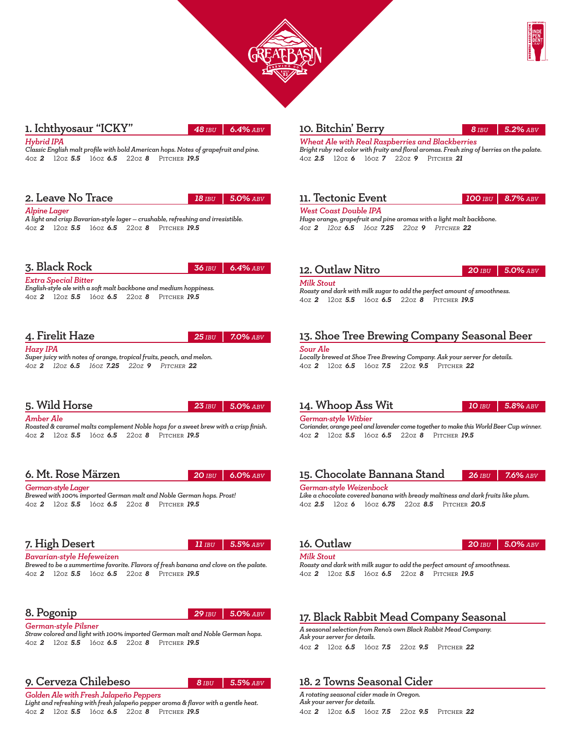## 1. Ichthyosaur "ICKY"

**48** IBU | **6.4%** ABV

*Hybrid IPA*

*Classic English malt profile with bold American hops. Notes of grapefruit and pine.*

4oz **2** 12oz **5.5** 16oz **6.5** 22oz **8** Pitcher **19.5**

## 2. Leave No Trace

**18** IBU | **5.0%** ABV

*Alpine Lager*

*A light and crisp Bavarian-style lager – crushable, refreshing and irresistible.*

4oz **2** 12oz **5.5** 16oz **6.5** 22oz **8** Pitcher **19.5**

## 3. Black Rock

**36** IBU | **6.4%** ABV

*Extra Special Bitter*

*English-style ale with a soft malt backbone and medium hoppiness.*

4oz **2** 12oz **5.5** 16oz **6.5** 22oz **8** Pitcher **19.5**

## 4. Firelit Haze

**25** IBU | **7.0%** ABV

*Hazy IPA*

*Super juicy with notes of orange, tropical fruits, peach, and melon.*

4oz **2** 12oz **6.5** 16oz **7.25** 22oz **9** Pitcher **22**

## 5. Wild Horse

**23** IBU | **5.0%** ABV

*Amber Ale*

*Roasted & caramel malts complement Noble hops for a sweet brew with a crisp finish.*

4oz **2** 12oz **5.5** 16oz **6.5** 22oz **8** Pitcher **19.5**

## 6. Mt. Rose Märzen

**20** IBU | **6.0%** ABV

*German-style Lager*

*Brewed with 100% imported German malt and Noble German hops. Prost!*

4oz **2** 12oz **5.5** 16oz **6.5** 22oz **8** Pitcher **19.5**

## 7. High Desert

**11** IBU | **5.5%** ABV

*Bavarian-style Hefeweizen*

*Brewed to be a summertime favorite. Flavors of fresh banana and clove on the palate.*

4oz **2** 12oz **5.5** 16oz **6.5** 22oz **8** Pitcher **19.5**

## 8. Pogonip

**29** IBU | **5.0%** ABV

*German-style Pilsner*

*Straw colored and light with 100% imported German malt and Noble German hops.*

4oz **2** 12oz **5.5** 16oz **6.5** 22oz **8** Pitcher **19.5**

## 9. Cerveza Chilebeso

**8** IBU | **5.5%** ABV

*Golden Ale with Fresh Jalapeño Peppers*

*Light and refreshing with fresh jalapeño pepper aroma & flavor with a gentle heat.*

4oz **2** 12oz **5.5** 16oz **6.5** 22oz **8** Pitcher **19.5**

## 10. Bitchin' Berry

**8** IBU | **5.2%** ABV

*Wheat Ale with Real Raspberries and Blackberries*

*Bright ruby red color with fruity and floral aromas. Fresh zing of berries on the palate.*

4oz **2.5** 12oz **6** 16oz **7** 22oz **9** Pitcher **21**

## 11. Tectonic Event

**100** IBU | **8.7%** ABV

*West Coast Double IPA*

*Huge orange, grapefruit and pine aromas with a light malt backbone.*

4oz **2** 12oz **6.5** 16oz **7.25** 22oz **9** Pitcher **22**

## 12. Outlaw Nitro

**20** IBU | **5.0%** ABV

*Milk Stout*

*Roasty and dark with milk sugar to add the perfect amount of smoothness.*

4oz **2** 12oz **5.5** 16oz **6.5** 22oz **8** Pitcher **19.5**

## 13. Shoe Tree Brewing Company Seasonal Beer

*Sour Ale*

*Locally brewed at Shoe Tree Brewing Company. Ask your server for details.*

4oz **2** 12oz **6.5** 16oz **7.5** 22oz **9.5** Pitcher **22**

## 14. Whoop Ass Wit

**10** IBU | **5.8%** ABV

*German-style Witbier*

*Coriander, orange peel and lavender come together to make this World Beer Cup winner.*

4oz **2** 12oz **5.5** 16oz **6.5** 22oz **8** Pitcher **19.5**

## 15. Chocolate Bannana Stand

**26** IBU | **7.6%** ABV

*German-style Weizenbock*

*Like a chocolate covered banana with bready maltiness and dark fruits like plum.*

4oz **2.5** 12oz **6** 16oz **6.75** 22oz **8.5** Pitcher **20.5**

## 16. Outlaw

**20** IBU | **5.0%** ABV

*Milk Stout*

*Roasty and dark with milk sugar to add the perfect amount of smoothness.*

4oz **2** 12oz **5.5** 16oz **6.5** 22oz **8** Pitcher **19.5**

## 17. Black Rabbit Mead Company Seasonal

*A seasonal selection from Reno's own Black Rabbit Mead Company. Ask your server for details.*

4oz **2** 12oz **6.5** 16oz **7.5** 22oz **9.5** Pitcher **22**

## 18. 2 Towns Seasonal Cider

*A rotating seasonal cider made in Oregon. Ask your server for details.*

4oz **2** 12oz **6.5** 16oz **7.5** 22oz **9.5** Pitcher **22**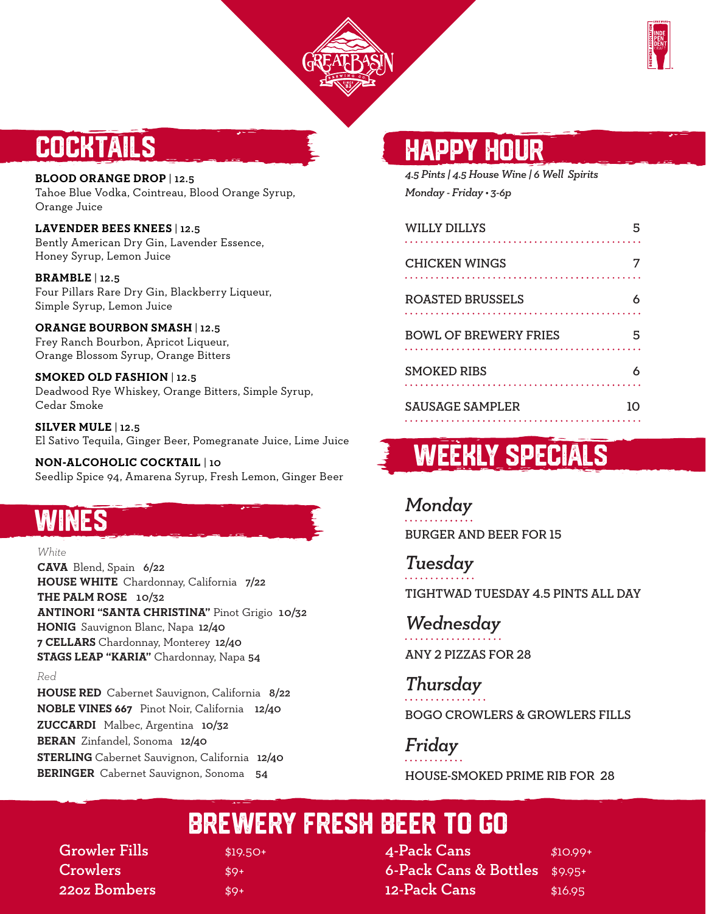# COCKTAILS

**BLOOD ORANGE DROP** | 12.5
Tahoe Blue Vodka, Cointreau, Blood Orange Syrup, Orange Juice

**LAVENDER BEES KNEES** | 12.5
Bently American Dry Gin, Lavender Essence, Honey Syrup, Lemon Juice

**BRAMBLE** | 12.5
Four Pillars Rare Dry Gin, Blackberry Liqueur, Simple Syrup, Lemon Juice

**ORANGE BOURBON SMASH** | 12.5
Frey Ranch Bourbon, Apricot Liqueur, Orange Blossom Syrup, Orange Bitters

**SMOKED OLD FASHION** | 12.5
Deadwood Rye Whiskey, Orange Bitters, Simple Syrup, Cedar Smoke

**SILVER MULE** | 12.5
El Sativo Tequila, Ginger Beer, Pomegranate Juice, Lime Juice

**NON-ALCOHOLIC COCKTAIL** | 10
Seedlip Spice 94, Amarena Syrup, Fresh Lemon, Ginger Beer

# WINES

*White*

**CAVA** Blend, Spain **6/22**
**HOUSE WHITE** Chardonnay, California **7/22**
**THE PALM ROSE** **10/32**
**ANTINORI "SANTA CHRISTINA"** Pinot Grigio **10/32**
**HONIG** Sauvignon Blanc, Napa **12/40**
**7 CELLARS** Chardonnay, Monterey **12/40**
**STAGS LEAP "KARIA"** Chardonnay, Napa **54**

*Red*

**HOUSE RED** Cabernet Sauvignon, California **8/22**
**NOBLE VINES 667** Pinot Noir, California **12/40**
**ZUCCARDI** Malbec, Argentina **10/32**
**BERAN** Zinfandel, Sonoma **12/40**
**STERLING** Cabernet Sauvignon, California **12/40**
**BERINGER** Cabernet Sauvignon, Sonoma **54**

# HAPPY HOUR

*4.5 Pints | 4.5 House Wine | 6 Well Spirits*
*Monday - Friday • 3-6p*

| | |
|---|---|
| WILLY DILLYS | 5 |
| CHICKEN WINGS | 7 |
| ROASTED BRUSSELS | 6 |
| BOWL OF BREWERY FRIES | 5 |
| SMOKED RIBS | 6 |
| SAUSAGE SAMPLER | 10 |

# WEEKLY SPECIALS

*Monday*
BURGER AND BEER FOR 15

*Tuesday*
TIGHTWAD TUESDAY 4.5 PINTS ALL DAY

*Wednesday*
ANY 2 PIZZAS FOR 28

*Thursday*
BOGO CROWLERS & GROWLERS FILLS

*Friday*
HOUSE-SMOKED PRIME RIB FOR 28

# BREWERY FRESH BEER TO GO

| | |
|---|---|
| **Growler Fills** | $19.50+ |
| **Crowlers** | $9+ |
| **22oz Bombers** | $9+ |
| **4-Pack Cans** | $10.99+ |
| **6-Pack Cans & Bottles** | $9.95+ |
| **12-Pack Cans** | $16.95 |